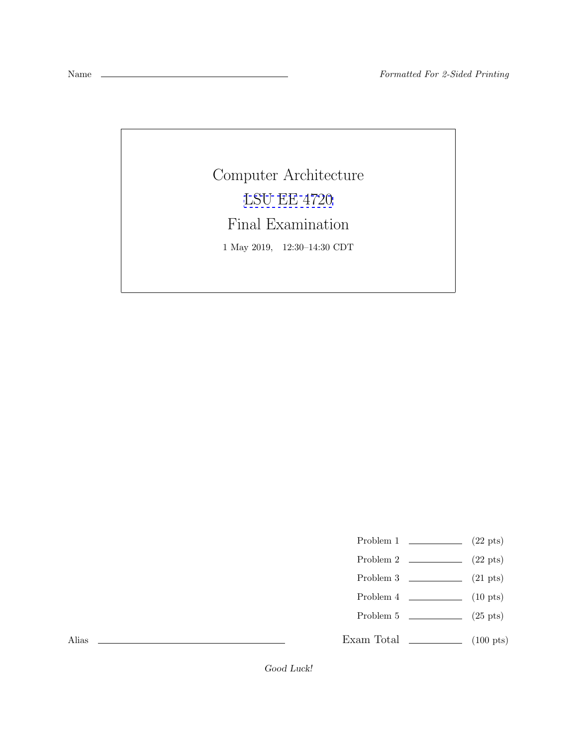Name ______________________________ *Formatted For 2-Sided Printing*

# Computer Architecture

## LSU EE 4720

## Final Examination

1 May 2019, 12:30–14:30 CDT

| | | |
|---|---|---|
| Problem 1 | ________ | (22 pts) |
| Problem 2 | ________ | (22 pts) |
| Problem 3 | ________ | (21 pts) |
| Problem 4 | ________ | (10 pts) |
| Problem 5 | ________ | (25 pts) |
| Exam Total | ________ | (100 pts) |

Alias ______________________________

*Good Luck!*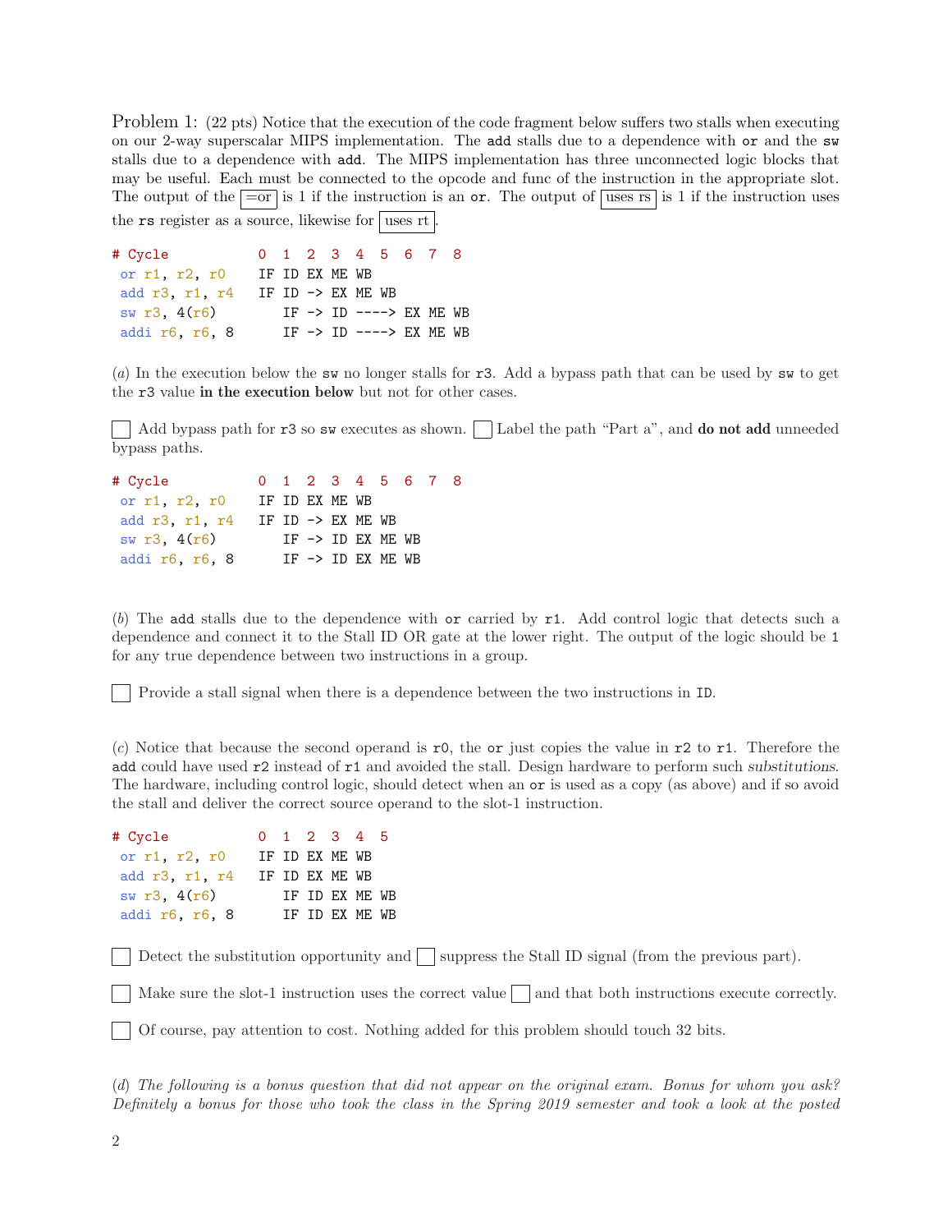Problem 1: (22 pts) Notice that the execution of the code fragment below suffers two stalls when executing on our 2-way superscalar MIPS implementation. The `add` stalls due to a dependence with `or` and the `sw` stalls due to a dependence with `add`. The MIPS implementation has three unconnected logic blocks that may be useful. Each must be connected to the opcode and func of the instruction in the appropriate slot. The output of the [=or] is 1 if the instruction is an `or`. The output of [uses rs] is 1 if the instruction uses the `rs` register as a source, likewise for [uses rt].

```
# Cycle           0  1  2  3  4  5  6  7  8
 or r1, r2, r0    IF ID EX ME WB
 add r3, r1, r4   IF ID -> EX ME WB
 sw r3, 4(r6)        IF -> ID ----> EX ME WB
 addi r6, r6, 8      IF -> ID ----> EX ME WB
```

(*a*) In the execution below the `sw` no longer stalls for `r3`. Add a bypass path that can be used by `sw` to get the `r3` value **in the execution below** but not for other cases.

☐ Add bypass path for `r3` so `sw` executes as shown. ☐ Label the path "Part a", and **do not add** unneeded bypass paths.

```
# Cycle           0  1  2  3  4  5  6  7  8
 or r1, r2, r0    IF ID EX ME WB
 add r3, r1, r4   IF ID -> EX ME WB
 sw r3, 4(r6)        IF -> ID EX ME WB
 addi r6, r6, 8      IF -> ID EX ME WB
```

(*b*) The `add` stalls due to the dependence with `or` carried by `r1`. Add control logic that detects such a dependence and connect it to the Stall ID OR gate at the lower right. The output of the logic should be `1` for any true dependence between two instructions in a group.

☐ Provide a stall signal when there is a dependence between the two instructions in `ID`.

(*c*) Notice that because the second operand is `r0`, the `or` just copies the value in `r2` to `r1`. Therefore the `add` could have used `r2` instead of `r1` and avoided the stall. Design hardware to perform such *substitutions*. The hardware, including control logic, should detect when an `or` is used as a copy (as above) and if so avoid the stall and deliver the correct source operand to the slot-1 instruction.

```
# Cycle           0  1  2  3  4  5
 or r1, r2, r0    IF ID EX ME WB
 add r3, r1, r4   IF ID EX ME WB
 sw r3, 4(r6)        IF ID EX ME WB
 addi r6, r6, 8      IF ID EX ME WB
```

☐ Detect the substitution opportunity and ☐ suppress the Stall ID signal (from the previous part).

☐ Make sure the slot-1 instruction uses the correct value ☐ and that both instructions execute correctly.

☐ Of course, pay attention to cost. Nothing added for this problem should touch 32 bits.

(*d*) *The following is a bonus question that did not appear on the original exam. Bonus for whom you ask? Definitely a bonus for those who took the class in the Spring 2019 semester and took a look at the posted*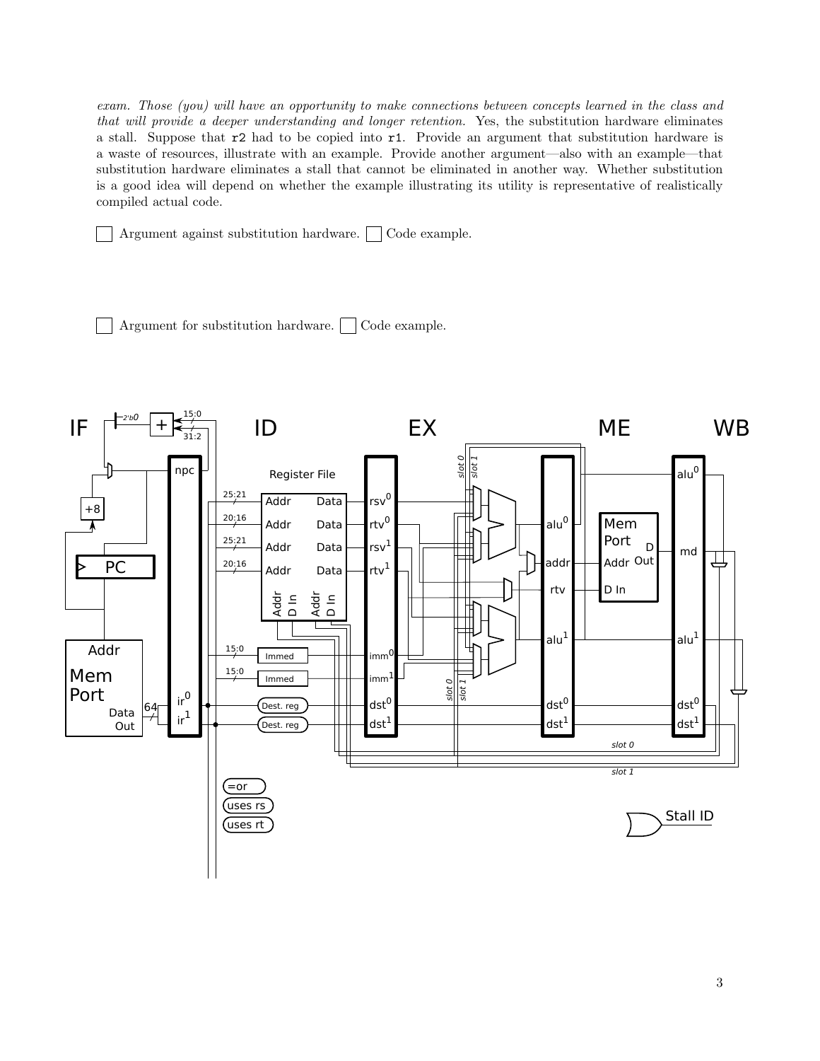*exam. Those (you) will have an opportunity to make connections between concepts learned in the class and that will provide a deeper understanding and longer retention.* Yes, the substitution hardware eliminates a stall. Suppose that `r2` had to be copied into `r1`. Provide an argument that substitution hardware is a waste of resources, illustrate with an example. Provide another argument—also with an example—that substitution hardware eliminates a stall that cannot be eliminated in another way. Whether substitution is a good idea will depend on whether the example illustrating its utility is representative of realistically compiled actual code.

☐ Argument against substitution hardware. ☐ Code example.

☐ Argument for substitution hardware. ☐ Code example.

IF ID EX ME WB

npc, PC, +8, +, 2'b0, 15:0, 31:2

Mem Port, Addr, Data Out, 64, $ir^0$, $ir^1$

Register File: 25:21 Addr Data, 20:16 Addr Data, 25:21 Addr Data, 20:16 Addr Data, Addr D In, Addr D In

15:0 Immed, 15:0 Immed, Dest. reg, Dest. reg

$rsv^0$, $rtv^0$, $rsv^1$, $rtv^1$, $imm^0$, $imm^1$, $dst^0$, $dst^1$

slot 0, slot 1

$alu^0$, addr, rtv, $alu^1$, $dst^0$, $dst^1$

Mem Port, Addr, D In, D Out

$alu^0$, md, $alu^1$, $dst^0$, $dst^1$

slot 0, slot 1

=or, uses rs, uses rt

Stall ID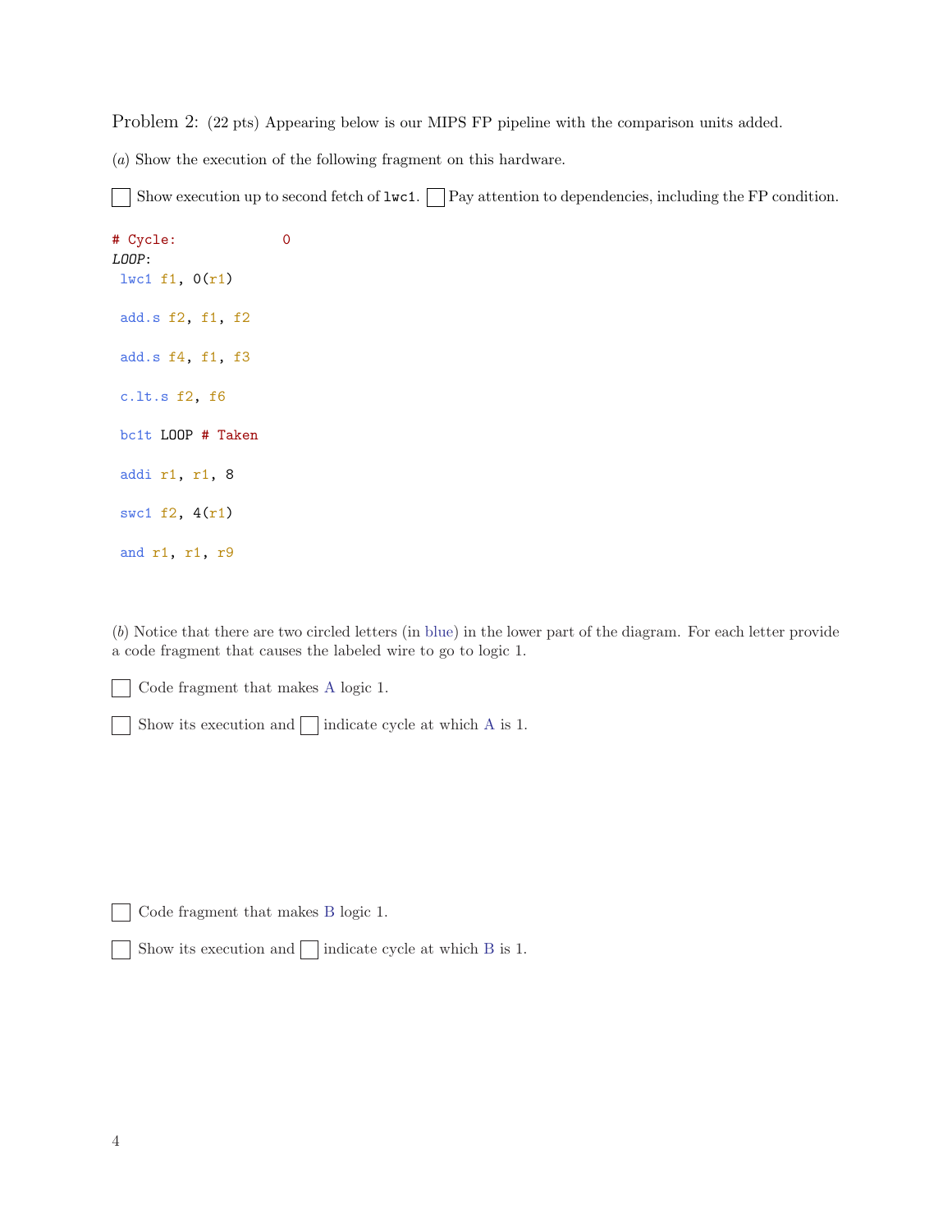Problem 2: (22 pts) Appearing below is our MIPS FP pipeline with the comparison units added.

(*a*) Show the execution of the following fragment on this hardware.

☐ Show execution up to second fetch of `lwc1`. ☐ Pay attention to dependencies, including the FP condition.

```
# Cycle:             0
LOOP:
 lwc1 f1, 0(r1)

 add.s f2, f1, f2

 add.s f4, f1, f3

 c.lt.s f2, f6

 bc1t LOOP # Taken

 addi r1, r1, 8

 swc1 f2, 4(r1)

 and r1, r1, r9
```

(*b*) Notice that there are two circled letters (in blue) in the lower part of the diagram. For each letter provide a code fragment that causes the labeled wire to go to logic 1.

☐ Code fragment that makes A logic 1.

☐ Show its execution and ☐ indicate cycle at which A is 1.

☐ Code fragment that makes B logic 1.

☐ Show its execution and ☐ indicate cycle at which B is 1.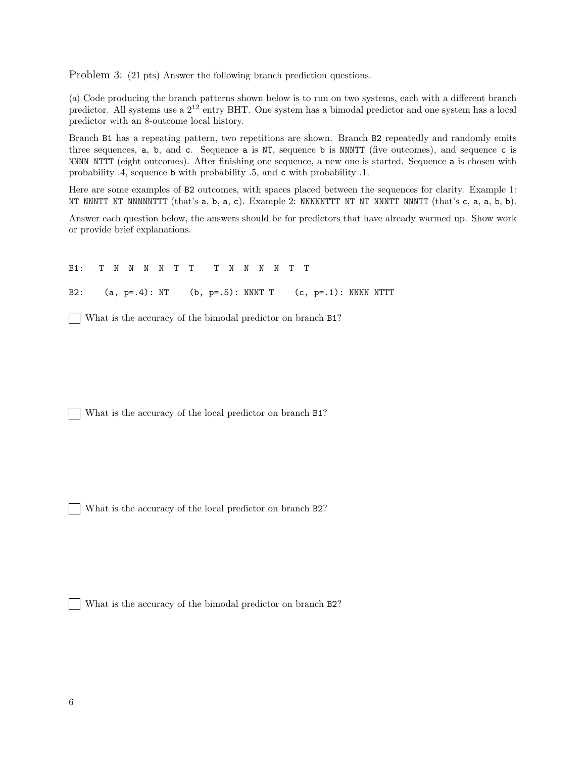Problem 3: (21 pts) Answer the following branch prediction questions.

(*a*) Code producing the branch patterns shown below is to run on two systems, each with a different branch predictor. All systems use a $2^{12}$ entry BHT. One system has a bimodal predictor and one system has a local predictor with an 8-outcome local history.

Branch `B1` has a repeating pattern, two repetitions are shown. Branch `B2` repeatedly and randomly emits three sequences, `a`, `b`, and `c`. Sequence `a` is `NT`, sequence `b` is `NNNTT` (five outcomes), and sequence `c` is `NNNN NTTT` (eight outcomes). After finishing one sequence, a new one is started. Sequence `a` is chosen with probability .4, sequence `b` with probability .5, and `c` with probability .1.

Here are some examples of `B2` outcomes, with spaces placed between the sequences for clarity. Example 1: `NT NNNTT NT NNNNNTTT` (that's `a`, `b`, `a`, `c`). Example 2: `NNNNNTTT NT NT NNNTT NNNTT` (that's `c`, `a`, `a`, `b`, `b`).

Answer each question below, the answers should be for predictors that have already warmed up. Show work or provide brief explanations.

```
B1:   T  N  N  N  N  T  T    T  N  N  N  N  T  T

B2:    (a, p=.4): NT    (b, p=.5): NNNT T    (c, p=.1): NNNN NTTT
```

☐ What is the accuracy of the bimodal predictor on branch `B1`?

☐ What is the accuracy of the local predictor on branch `B1`?

☐ What is the accuracy of the local predictor on branch `B2`?

☐ What is the accuracy of the bimodal predictor on branch `B2`?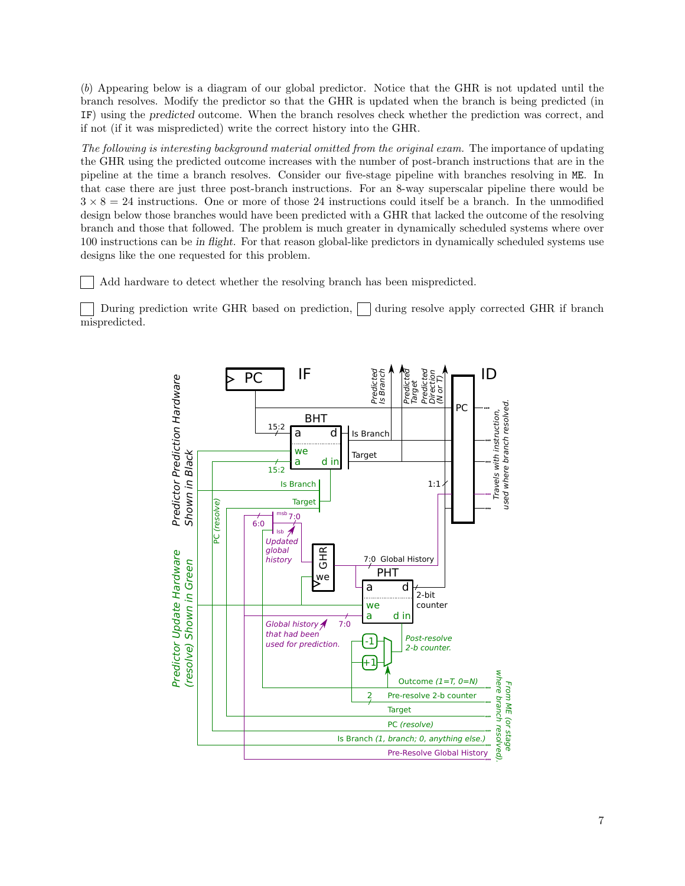(*b*) Appearing below is a diagram of our global predictor. Notice that the GHR is not updated until the branch resolves. Modify the predictor so that the GHR is updated when the branch is being predicted (in IF) using the *predicted* outcome. When the branch resolves check whether the prediction was correct, and if not (if it was mispredicted) write the correct history into the GHR.

*The following is interesting background material omitted from the original exam.* The importance of updating the GHR using the predicted outcome increases with the number of post-branch instructions that are in the pipeline at the time a branch resolves. Consider our five-stage pipeline with branches resolving in ME. In that case there are just three post-branch instructions. For an 8-way superscalar pipeline there would be $3 \times 8 = 24$ instructions. One or more of those 24 instructions could itself be a branch. In the unmodified design below those branches would have been predicted with a GHR that lacked the outcome of the resolving branch and those that followed. The problem is much greater in dynamically scheduled systems where over 100 instructions can be *in flight*. For that reason global-like predictors in dynamically scheduled systems use designs like the one requested for this problem.

☐ Add hardware to detect whether the resolving branch has been mispredicted.

☐ During prediction write GHR based on prediction, ☐ during resolve apply corrected GHR if branch mispredicted.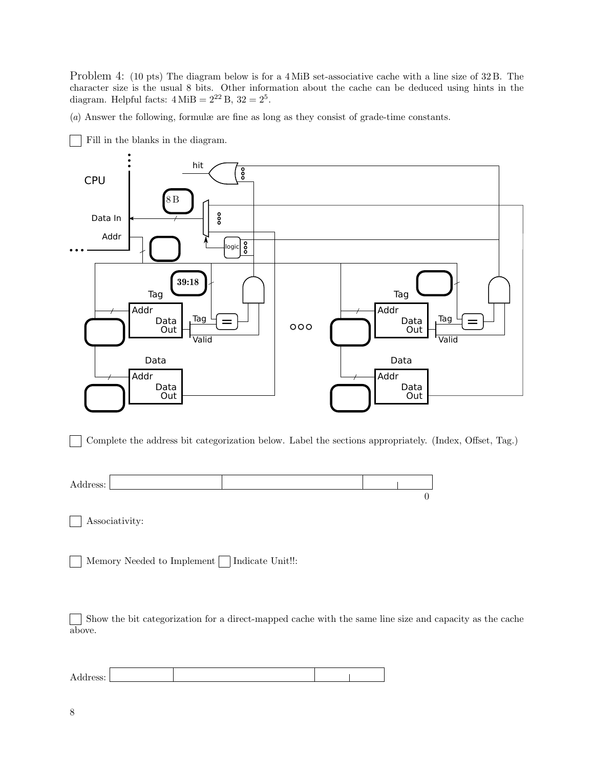Problem 4: (10 pts) The diagram below is for a 4 MiB set-associative cache with a line size of 32 B. The character size is the usual 8 bits. Other information about the cache can be deduced using hints in the diagram. Helpful facts: $4\,\text{MiB} = 2^{22}\,\text{B}$, $32 = 2^5$.

(*a*) Answer the following, formulæ are fine as long as they consist of grade-time constants.

☐ Fill in the blanks in the diagram.

CPU, hit, Data In, Addr, 8 B, logic, 39:18, Tag, Addr, Data Out, Tag, Valid, Data, Addr, Data Out

☐ Complete the address bit categorization below. Label the sections appropriately. (Index, Offset, Tag.)

Address: [ | | | ] 0

☐ Associativity:

☐ Memory Needed to Implement ☐ Indicate Unit!!:

☐ Show the bit categorization for a direct-mapped cache with the same line size and capacity as the cache above.

Address: [ | | | ]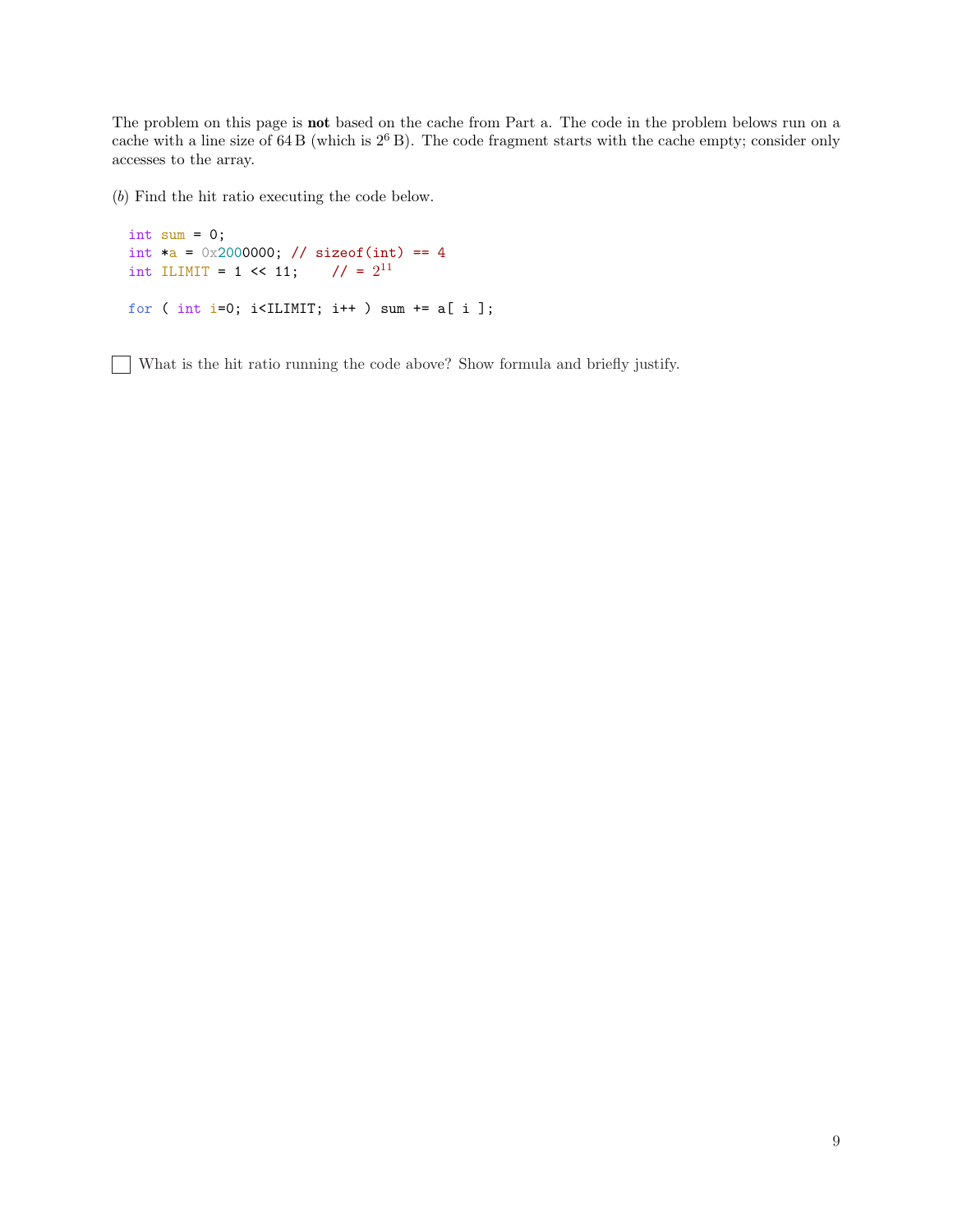The problem on this page is **not** based on the cache from Part a. The code in the problem belows run on a cache with a line size of 64 B (which is $2^6$ B). The code fragment starts with the cache empty; consider only accesses to the array.

(*b*) Find the hit ratio executing the code below.

```
int sum = 0;
int *a = 0x2000000; // sizeof(int) == 4
int ILIMIT = 1 << 11;    // = 2^11

for ( int i=0; i<ILIMIT; i++ ) sum += a[ i ];
```

☐ What is the hit ratio running the code above? Show formula and briefly justify.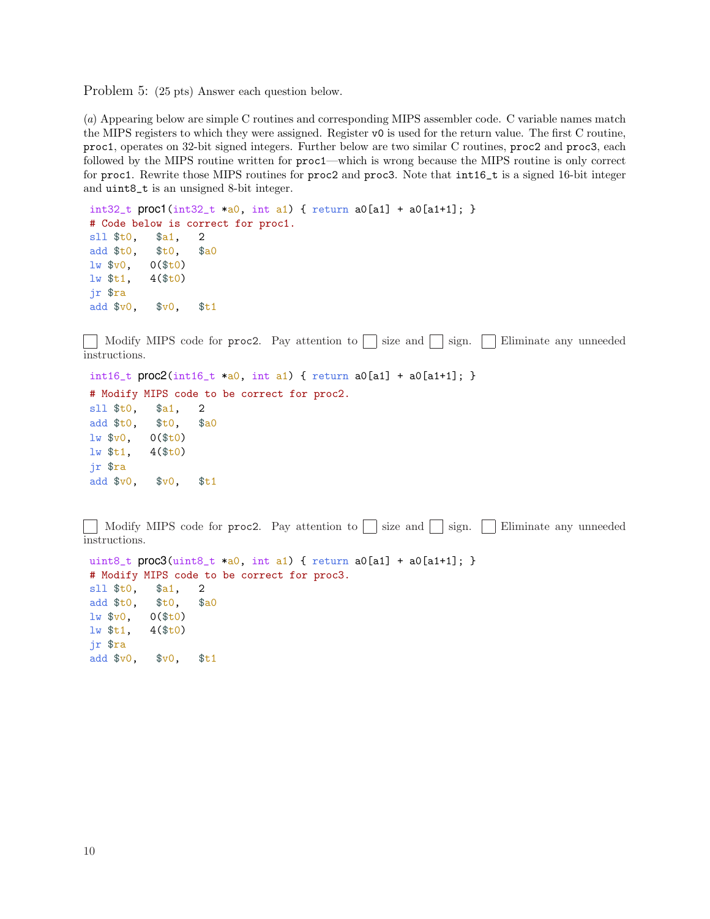Problem 5: (25 pts) Answer each question below.

(*a*) Appearing below are simple C routines and corresponding MIPS assembler code. C variable names match the MIPS registers to which they were assigned. Register v0 is used for the return value. The first C routine, proc1, operates on 32-bit signed integers. Further below are two similar C routines, proc2 and proc3, each followed by the MIPS routine written for proc1—which is wrong because the MIPS routine is only correct for proc1. Rewrite those MIPS routines for proc2 and proc3. Note that int16_t is a signed 16-bit integer and uint8_t is an unsigned 8-bit integer.

```
int32_t proc1(int32_t *a0, int a1) { return a0[a1] + a0[a1+1]; }
# Code below is correct for proc1.
sll $t0,   $a1,   2
add $t0,   $t0,   $a0
lw $v0,   0($t0)
lw $t1,   4($t0)
jr $ra
add $v0,   $v0,   $t1
```

☐ Modify MIPS code for proc2. Pay attention to ☐ size and ☐ sign. ☐ Eliminate any unneeded instructions.

```
int16_t proc2(int16_t *a0, int a1) { return a0[a1] + a0[a1+1]; }
# Modify MIPS code to be correct for proc2.
sll $t0,   $a1,   2
add $t0,   $t0,   $a0
lw $v0,   0($t0)
lw $t1,   4($t0)
jr $ra
add $v0,   $v0,   $t1
```

☐ Modify MIPS code for proc2. Pay attention to ☐ size and ☐ sign. ☐ Eliminate any unneeded instructions.

```
uint8_t proc3(uint8_t *a0, int a1) { return a0[a1] + a0[a1+1]; }
# Modify MIPS code to be correct for proc3.
sll $t0,   $a1,   2
add $t0,   $t0,   $a0
lw $v0,   0($t0)
lw $t1,   4($t0)
jr $ra
add $v0,   $v0,   $t1
```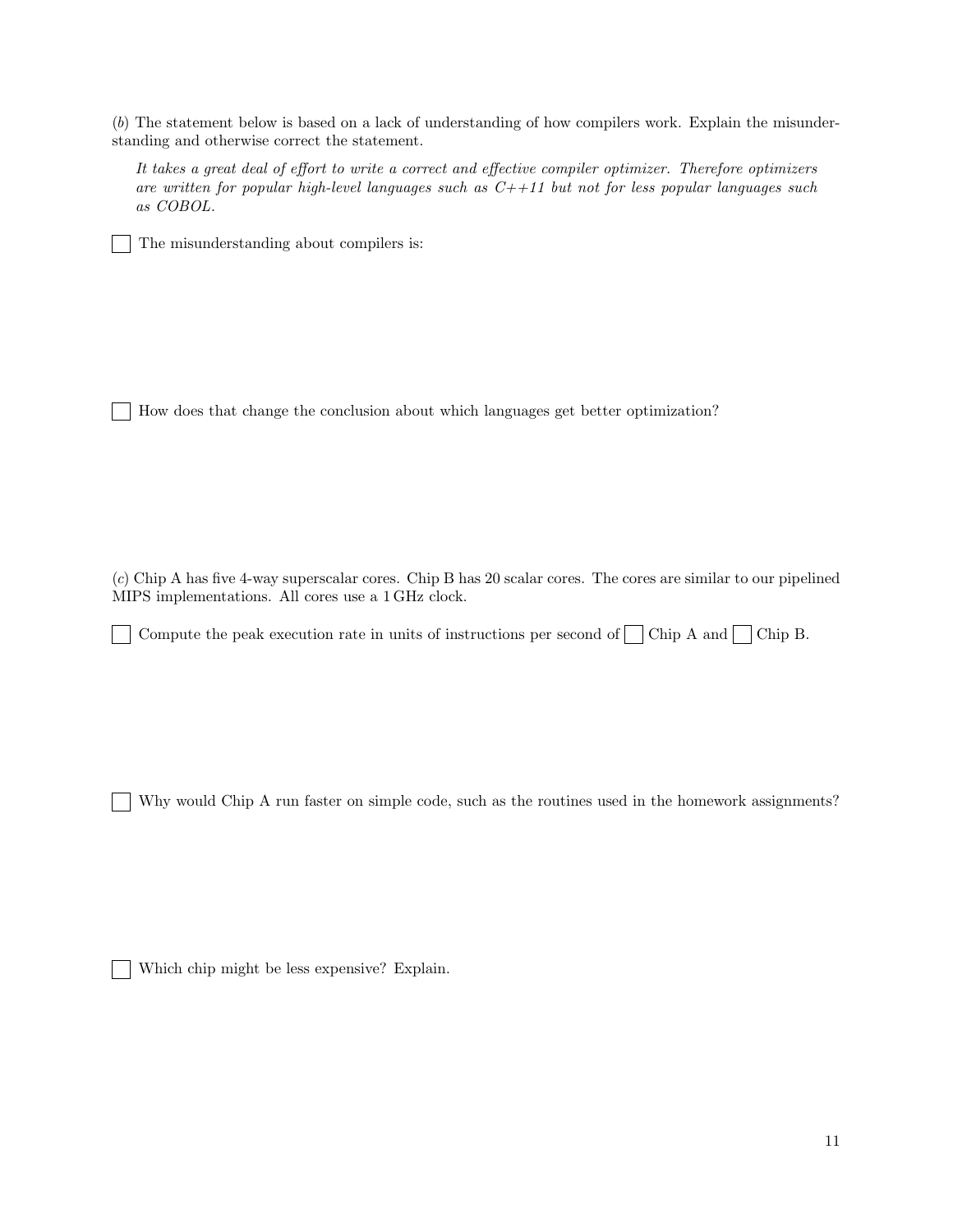(*b*) The statement below is based on a lack of understanding of how compilers work. Explain the misunderstanding and otherwise correct the statement.

> *It takes a great deal of effort to write a correct and effective compiler optimizer. Therefore optimizers are written for popular high-level languages such as C++11 but not for less popular languages such as COBOL.*

☐ The misunderstanding about compilers is:

☐ How does that change the conclusion about which languages get better optimization?

(*c*) Chip A has five 4-way superscalar cores. Chip B has 20 scalar cores. The cores are similar to our pipelined MIPS implementations. All cores use a 1 GHz clock.

☐ Compute the peak execution rate in units of instructions per second of ☐ Chip A and ☐ Chip B.

☐ Why would Chip A run faster on simple code, such as the routines used in the homework assignments?

☐ Which chip might be less expensive? Explain.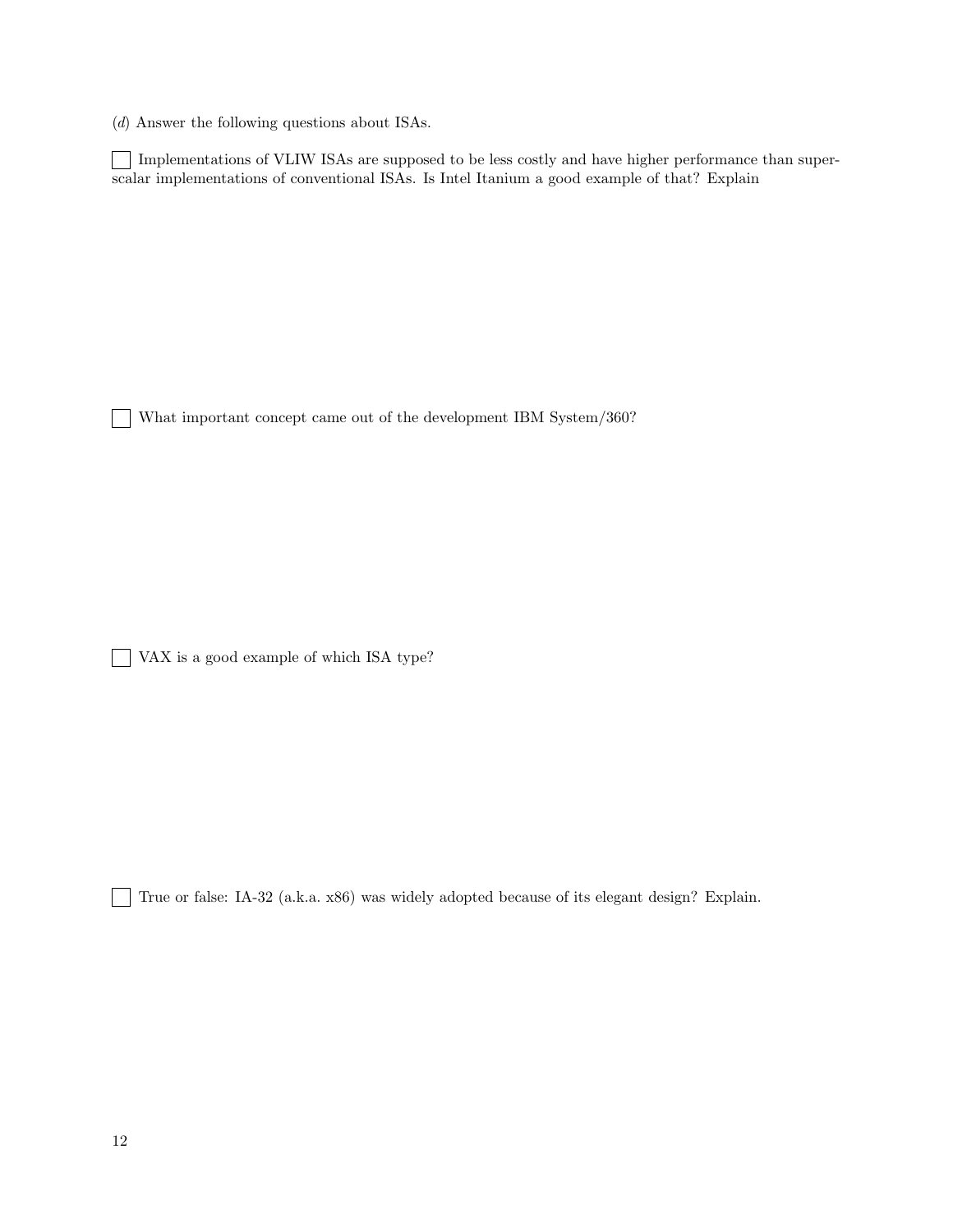(*d*) Answer the following questions about ISAs.

☐ Implementations of VLIW ISAs are supposed to be less costly and have higher performance than superscalar implementations of conventional ISAs. Is Intel Itanium a good example of that? Explain

☐ What important concept came out of the development IBM System/360?

☐ VAX is a good example of which ISA type?

☐ True or false: IA-32 (a.k.a. x86) was widely adopted because of its elegant design? Explain.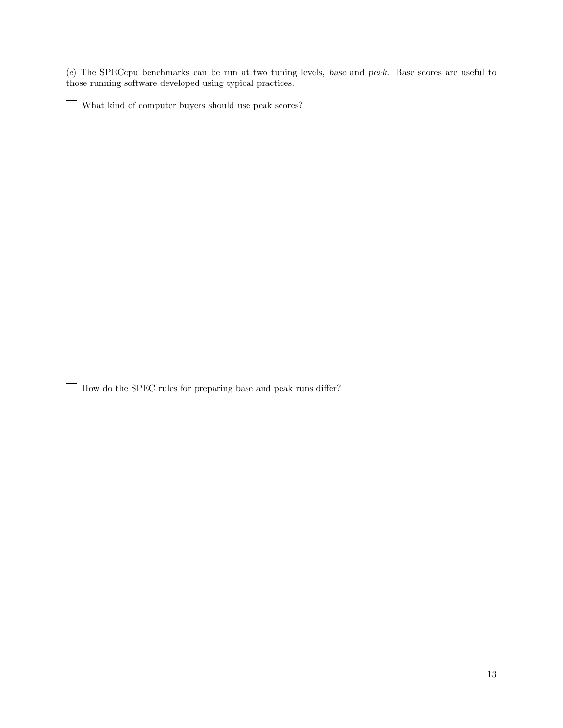(*e*) The SPECcpu benchmarks can be run at two tuning levels, *base* and *peak*. Base scores are useful to those running software developed using typical practices.

☐ What kind of computer buyers should use peak scores?

☐ How do the SPEC rules for preparing base and peak runs differ?